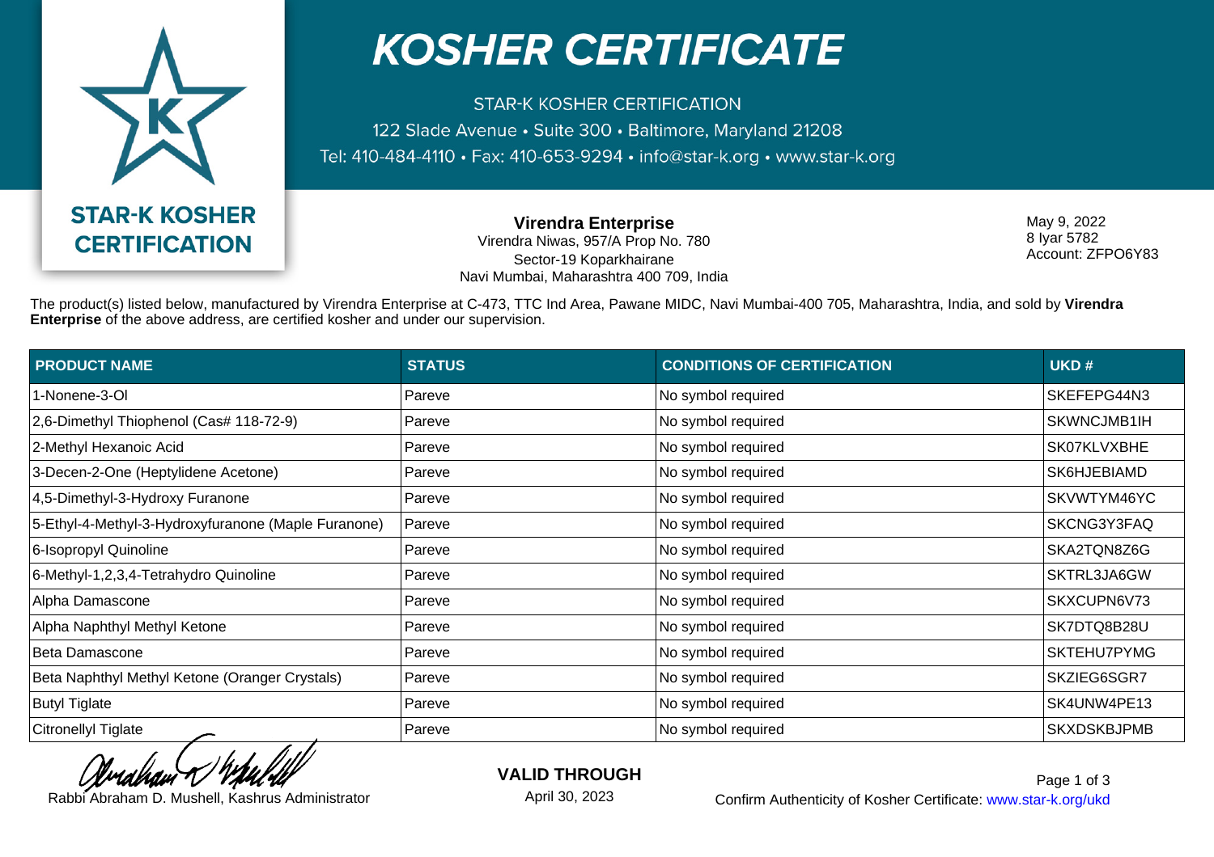# KOSHER CERTIFICATE

STAR-K KOSHER CERTIFICATION

122 Slade Avenue • Suite 300 • Baltimore, Maryland 21208

Tel: 410-484-4110 • Fax: 410-653-9294 • info@star-k.org • www.star-k.org

**STAR-K KOSHER CERTIFICATION**

**Virendra Enterprise**
Virendra Niwas, 957/A Prop No. 780
Sector-19 Koparkhairane
Navi Mumbai, Maharashtra 400 709, India

May 9, 2022
8 Iyar 5782
Account: ZFPO6Y83

The product(s) listed below, manufactured by Virendra Enterprise at C-473, TTC Ind Area, Pawane MIDC, Navi Mumbai-400 705, Maharashtra, India, and sold by **Virendra Enterprise** of the above address, are certified kosher and under our supervision.

| PRODUCT NAME | STATUS | CONDITIONS OF CERTIFICATION | UKD # |
|---|---|---|---|
| 1-Nonene-3-Ol | Pareve | No symbol required | SKEFEPG44N3 |
| 2,6-Dimethyl Thiophenol (Cas# 118-72-9) | Pareve | No symbol required | SKWNCJMB1IH |
| 2-Methyl Hexanoic Acid | Pareve | No symbol required | SK07KLVXBHE |
| 3-Decen-2-One (Heptylidene Acetone) | Pareve | No symbol required | SK6HJEBIAMD |
| 4,5-Dimethyl-3-Hydroxy Furanone | Pareve | No symbol required | SKVWTYM46YC |
| 5-Ethyl-4-Methyl-3-Hydroxyfuranone (Maple Furanone) | Pareve | No symbol required | SKCNG3Y3FAQ |
| 6-Isopropyl Quinoline | Pareve | No symbol required | SKA2TQN8Z6G |
| 6-Methyl-1,2,3,4-Tetrahydro Quinoline | Pareve | No symbol required | SKTRL3JA6GW |
| Alpha Damascone | Pareve | No symbol required | SKXCUPN6V73 |
| Alpha Naphthyl Methyl Ketone | Pareve | No symbol required | SK7DTQ8B28U |
| Beta Damascone | Pareve | No symbol required | SKTEHU7PYMG |
| Beta Naphthyl Methyl Ketone (Oranger Crystals) | Pareve | No symbol required | SKZIEG6SGR7 |
| Butyl Tiglate | Pareve | No symbol required | SK4UNW4PE13 |
| Citronellyl Tiglate | Pareve | No symbol required | SKXDSKBJPMB |

Rabbi Abraham D. Mushell, Kashrus Administrator

**VALID THROUGH**
April 30, 2023

Confirm Authenticity of Kosher Certificate: www.star-k.org/ukd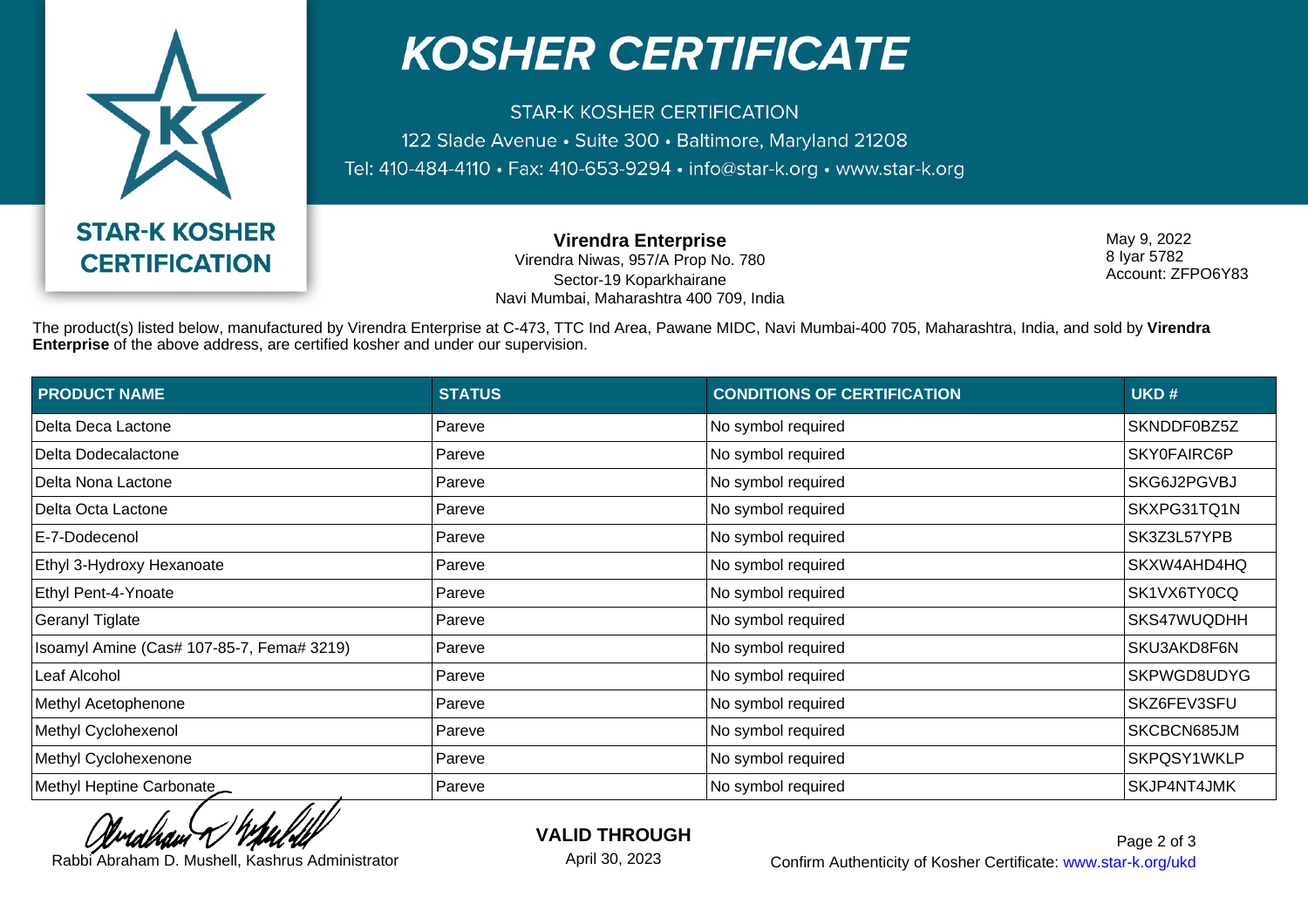# KOSHER CERTIFICATE

STAR-K KOSHER CERTIFICATION
122 Slade Avenue • Suite 300 • Baltimore, Maryland 21208
Tel: 410-484-4110 • Fax: 410-653-9294 • info@star-k.org • www.star-k.org

STAR-K KOSHER CERTIFICATION

**Virendra Enterprise**
Virendra Niwas, 957/A Prop No. 780
Sector-19 Koparkhairane
Navi Mumbai, Maharashtra 400 709, India

May 9, 2022
8 Iyar 5782
Account: ZFPO6Y83

The product(s) listed below, manufactured by Virendra Enterprise at C-473, TTC Ind Area, Pawane MIDC, Navi Mumbai-400 705, Maharashtra, India, and sold by **Virendra Enterprise** of the above address, are certified kosher and under our supervision.

| PRODUCT NAME | STATUS | CONDITIONS OF CERTIFICATION | UKD # |
|---|---|---|---|
| Delta Deca Lactone | Pareve | No symbol required | SKNDDF0BZ5Z |
| Delta Dodecalactone | Pareve | No symbol required | SKY0FAIRC6P |
| Delta Nona Lactone | Pareve | No symbol required | SKG6J2PGVBJ |
| Delta Octa Lactone | Pareve | No symbol required | SKXPG31TQ1N |
| E-7-Dodecenol | Pareve | No symbol required | SK3Z3L57YPB |
| Ethyl 3-Hydroxy Hexanoate | Pareve | No symbol required | SKXW4AHD4HQ |
| Ethyl Pent-4-Ynoate | Pareve | No symbol required | SK1VX6TY0CQ |
| Geranyl Tiglate | Pareve | No symbol required | SKS47WUQDHH |
| Isoamyl Amine (Cas# 107-85-7, Fema# 3219) | Pareve | No symbol required | SKU3AKD8F6N |
| Leaf Alcohol | Pareve | No symbol required | SKPWGD8UDYG |
| Methyl Acetophenone | Pareve | No symbol required | SKZ6FEV3SFU |
| Methyl Cyclohexenol | Pareve | No symbol required | SKCBCN685JM |
| Methyl Cyclohexenone | Pareve | No symbol required | SKPQSY1WKLP |
| Methyl Heptine Carbonate | Pareve | No symbol required | SKJP4NT4JMK |

Rabbi Abraham D. Mushell, Kashrus Administrator

**VALID THROUGH**
April 30, 2023

Confirm Authenticity of Kosher Certificate: www.star-k.org/ukd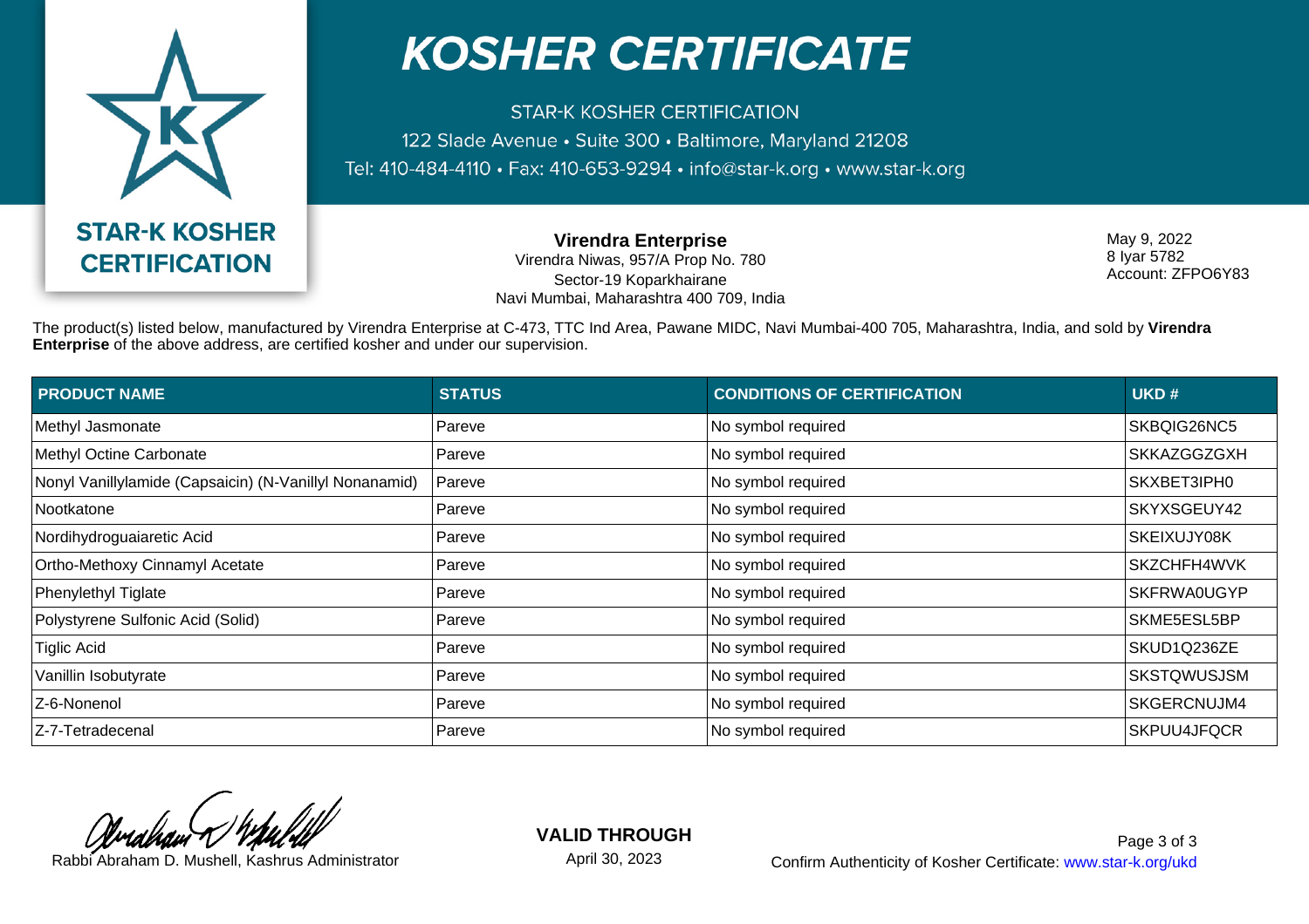# KOSHER CERTIFICATE

STAR-K KOSHER CERTIFICATION
122 Slade Avenue • Suite 300 • Baltimore, Maryland 21208
Tel: 410-484-4110 • Fax: 410-653-9294 • info@star-k.org • www.star-k.org

STAR-K KOSHER CERTIFICATION

**Virendra Enterprise**
Virendra Niwas, 957/A Prop No. 780
Sector-19 Koparkhairane
Navi Mumbai, Maharashtra 400 709, India

May 9, 2022
8 Iyar 5782
Account: ZFPO6Y83

The product(s) listed below, manufactured by Virendra Enterprise at C-473, TTC Ind Area, Pawane MIDC, Navi Mumbai-400 705, Maharashtra, India, and sold by **Virendra Enterprise** of the above address, are certified kosher and under our supervision.

| PRODUCT NAME | STATUS | CONDITIONS OF CERTIFICATION | UKD # |
|---|---|---|---|
| Methyl Jasmonate | Pareve | No symbol required | SKBQIG26NC5 |
| Methyl Octine Carbonate | Pareve | No symbol required | SKKAZGGZGXH |
| Nonyl Vanillylamide (Capsaicin) (N-Vanillyl Nonanamid) | Pareve | No symbol required | SKXBET3IPH0 |
| Nootkatone | Pareve | No symbol required | SKYXSGEUY42 |
| Nordihydroguaiaretic Acid | Pareve | No symbol required | SKEIXUJY08K |
| Ortho-Methoxy Cinnamyl Acetate | Pareve | No symbol required | SKZCHFH4WVK |
| Phenylethyl Tiglate | Pareve | No symbol required | SKFRWA0UGYP |
| Polystyrene Sulfonic Acid (Solid) | Pareve | No symbol required | SKME5ESL5BP |
| Tiglic Acid | Pareve | No symbol required | SKUD1Q236ZE |
| Vanillin Isobutyrate | Pareve | No symbol required | SKSTQWUSJSM |
| Z-6-Nonenol | Pareve | No symbol required | SKGERCNUJM4 |
| Z-7-Tetradecenal | Pareve | No symbol required | SKPUU4JFQCR |

Rabbi Abraham D. Mushell, Kashrus Administrator

**VALID THROUGH**
April 30, 2023

Confirm Authenticity of Kosher Certificate: www.star-k.org/ukd